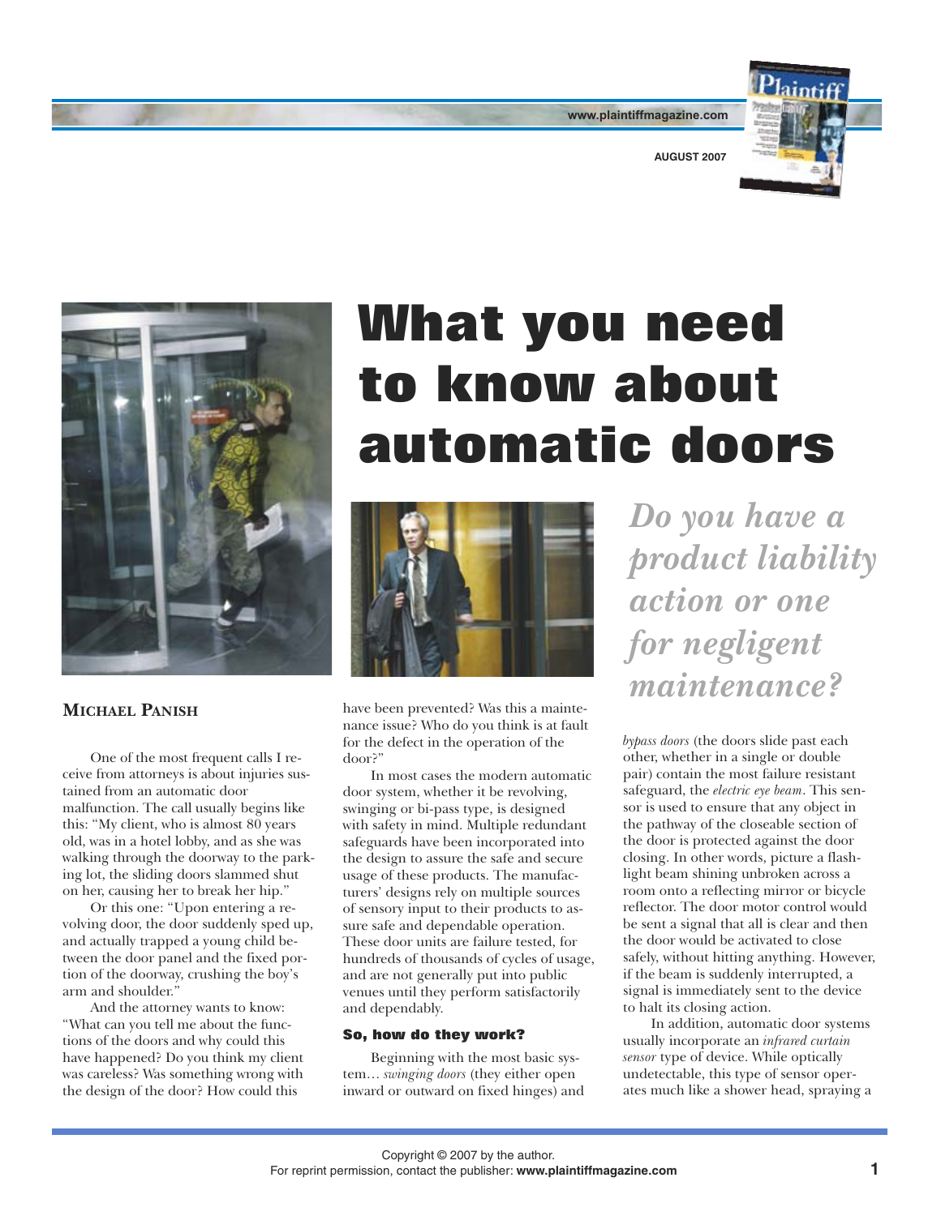# What you need to know about automatic doors

*Do you have a product liability action or one for negligent maintenance?*

**MICHAEL PANISH**

One of the most frequent calls I receive from attorneys is about injuries sustained from an automatic door malfunction. The call usually begins like this: "My client, who is almost 80 years old, was in a hotel lobby, and as she was walking through the doorway to the parking lot, the sliding doors slammed shut on her, causing her to break her hip."

Or this one: "Upon entering a revolving door, the door suddenly sped up, and actually trapped a young child between the door panel and the fixed portion of the doorway, crushing the boy's arm and shoulder."

And the attorney wants to know: "What can you tell me about the functions of the doors and why could this have happened? Do you think my client was careless? Was something wrong with the design of the door? How could this have been prevented? Was this a maintenance issue? Who do you think is at fault for the defect in the operation of the door?"

In most cases the modern automatic door system, whether it be revolving, swinging or bi-pass type, is designed with safety in mind. Multiple redundant safeguards have been incorporated into the design to assure the safe and secure usage of these products. The manufacturers' designs rely on multiple sources of sensory input to their products to assure safe and dependable operation. These door units are failure tested, for hundreds of thousands of cycles of usage, and are not generally put into public venues until they perform satisfactorily and dependably.

## So, how do they work?

Beginning with the most basic system… *swinging doors* (they either open inward or outward on fixed hinges) and *bypass doors* (the doors slide past each other, whether in a single or double pair) contain the most failure resistant safeguard, the *electric eye beam*. This sensor is used to ensure that any object in the pathway of the closeable section of the door is protected against the door closing. In other words, picture a flashlight beam shining unbroken across a room onto a reflecting mirror or bicycle reflector. The door motor control would be sent a signal that all is clear and then the door would be activated to close safely, without hitting anything. However, if the beam is suddenly interrupted, a signal is immediately sent to the device to halt its closing action.

In addition, automatic door systems usually incorporate an *infrared curtain sensor* type of device. While optically undetectable, this type of sensor operates much like a shower head, spraying a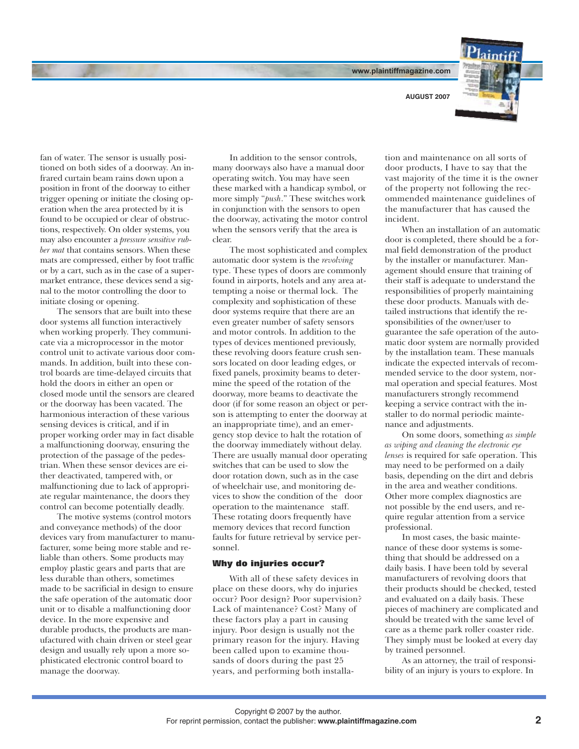fan of water. The sensor is usually positioned on both sides of a doorway. An infrared curtain beam rains down upon a position in front of the doorway to either trigger opening or initiate the closing operation when the area protected by it is found to be occupied or clear of obstructions, respectively. On older systems, you may also encounter a *pressure sensitive rubber mat* that contains sensors. When these mats are compressed, either by foot traffic or by a cart, such as in the case of a supermarket entrance, these devices send a signal to the motor controlling the door to initiate closing or opening.

The sensors that are built into these door systems all function interactively when working properly. They communicate via a microprocessor in the motor control unit to activate various door commands. In addition, built into these control boards are time-delayed circuits that hold the doors in either an open or closed mode until the sensors are cleared or the doorway has been vacated. The harmonious interaction of these various sensing devices is critical, and if in proper working order may in fact disable a malfunctioning doorway, ensuring the protection of the passage of the pedestrian. When these sensor devices are either deactivated, tampered with, or malfunctioning due to lack of appropriate regular maintenance, the doors they control can become potentially deadly.

The motive systems (control motors and conveyance methods) of the door devices vary from manufacturer to manufacturer, some being more stable and reliable than others. Some products may employ plastic gears and parts that are less durable than others, sometimes made to be sacrificial in design to ensure the safe operation of the automatic door unit or to disable a malfunctioning door device. In the more expensive and durable products, the products are manufactured with chain driven or steel gear design and usually rely upon a more sophisticated electronic control board to manage the doorway.

In addition to the sensor controls, many doorways also have a manual door operating switch. You may have seen these marked with a handicap symbol, or more simply "*push*." These switches work in conjunction with the sensors to open the doorway, activating the motor control when the sensors verify that the area is clear.

The most sophisticated and complex automatic door system is the *revolving* type. These types of doors are commonly found in airports, hotels and any area attempting a noise or thermal lock. The complexity and sophistication of these door systems require that there are an even greater number of safety sensors and motor controls. In addition to the types of devices mentioned previously, these revolving doors feature crush sensors located on door leading edges, or fixed panels, proximity beams to determine the speed of the rotation of the doorway, more beams to deactivate the door (if for some reason an object or person is attempting to enter the doorway at an inappropriate time), and an emergency stop device to halt the rotation of the doorway immediately without delay. There are usually manual door operating switches that can be used to slow the door rotation down, such as in the case of wheelchair use, and monitoring devices to show the condition of the door operation to the maintenance staff. These rotating doors frequently have memory devices that record function faults for future retrieval by service personnel.

### Why do injuries occur?

With all of these safety devices in place on these doors, why do injuries occur? Poor design? Poor supervision? Lack of maintenance? Cost? Many of these factors play a part in causing injury. Poor design is usually not the primary reason for the injury. Having been called upon to examine thousands of doors during the past 25 years, and performing both installation and maintenance on all sorts of door products, I have to say that the vast majority of the time it is the owner of the property not following the recommended maintenance guidelines of the manufacturer that has caused the incident.

When an installation of an automatic door is completed, there should be a formal field demonstration of the product by the installer or manufacturer. Management should ensure that training of their staff is adequate to understand the responsibilities of properly maintaining these door products. Manuals with detailed instructions that identify the responsibilities of the owner/user to guarantee the safe operation of the automatic door system are normally provided by the installation team. These manuals indicate the expected intervals of recommended service to the door system, normal operation and special features. Most manufacturers strongly recommend keeping a service contract with the installer to do normal periodic maintenance and adjustments.

On some doors, something *as simple as wiping and cleaning the electronic eye lenses* is required for safe operation. This may need to be performed on a daily basis, depending on the dirt and debris in the area and weather conditions. Other more complex diagnostics are not possible by the end users, and require regular attention from a service professional.

In most cases, the basic maintenance of these door systems is something that should be addressed on a daily basis. I have been told by several manufacturers of revolving doors that their products should be checked, tested and evaluated on a daily basis. These pieces of machinery are complicated and should be treated with the same level of care as a theme park roller coaster ride. They simply must be looked at every day by trained personnel.

As an attorney, the trail of responsibility of an injury is yours to explore. In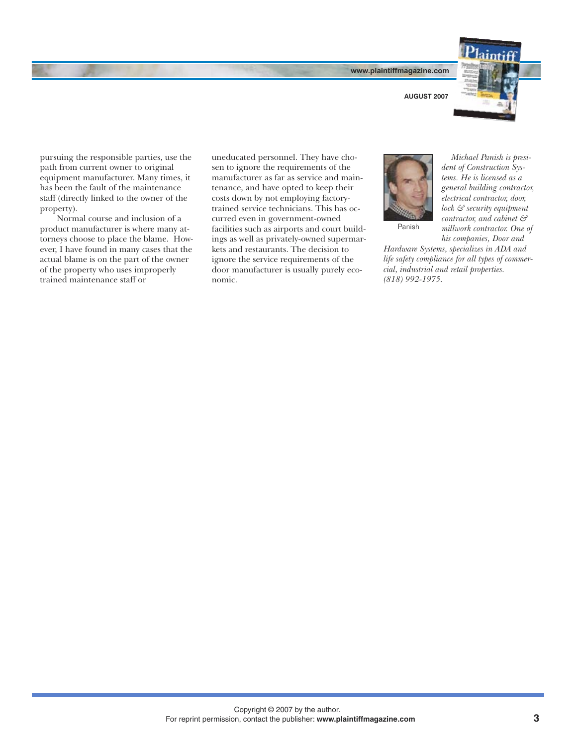pursuing the responsible parties, use the path from current owner to original equipment manufacturer. Many times, it has been the fault of the maintenance staff (directly linked to the owner of the property).

Normal course and inclusion of a product manufacturer is where many attorneys choose to place the blame. However, I have found in many cases that the actual blame is on the part of the owner of the property who uses improperly trained maintenance staff or uneducated personnel. They have chosen to ignore the requirements of the manufacturer as far as service and maintenance, and have opted to keep their costs down by not employing factory-trained service technicians. This has occurred even in government-owned facilities such as airports and court buildings as well as privately-owned supermarkets and restaurants. The decision to ignore the service requirements of the door manufacturer is usually purely economic.

Panish

*Michael Panish is president of Construction Systems. He is licensed as a general building contractor, electrical contractor, door, lock & security equipment contractor, and cabinet & millwork contractor. One of his companies, Door and Hardware Systems, specializes in ADA and life safety compliance for all types of commercial, industrial and retail properties. (818) 992-1975.*